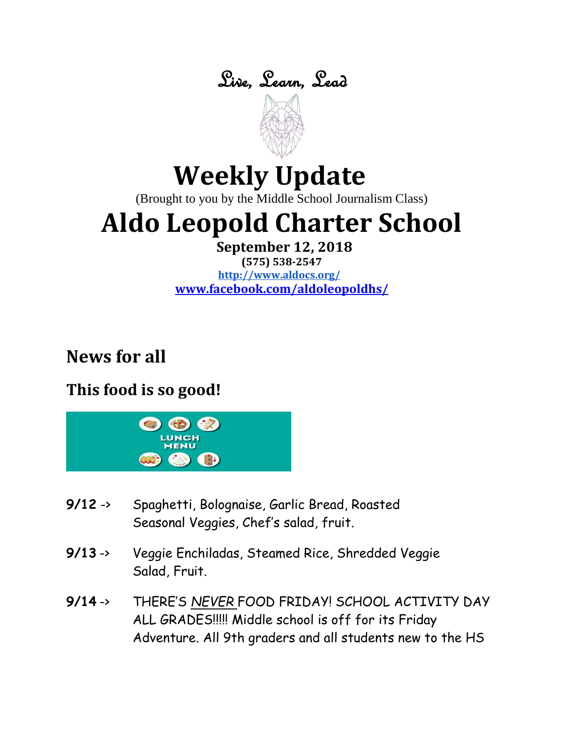Live, Learn, Lead

# Weekly Update

(Brought to you by the Middle School Journalism Class)

# Aldo Leopold Charter School

**September 12, 2018**

**(575) 538-2547**

**[http://www.aldocs.org/](http://www.aldocs.org/)**

**[www.facebook.com/aldoleopoldhs/](http://www.facebook.com/aldoleopoldhs/)**

## News for all

### This food is so good!

LUNCH MENU

**9/12** -> Spaghetti, Bolognaise, Garlic Bread, Roasted Seasonal Veggies, Chef's salad, fruit.

**9/13** -> Veggie Enchiladas, Steamed Rice, Shredded Veggie Salad, Fruit.

**9/14** -> THERE'S *NEVER* FOOD FRIDAY! SCHOOL ACTIVITY DAY ALL GRADES!!!!! Middle school is off for its Friday Adventure. All 9th graders and all students new to the HS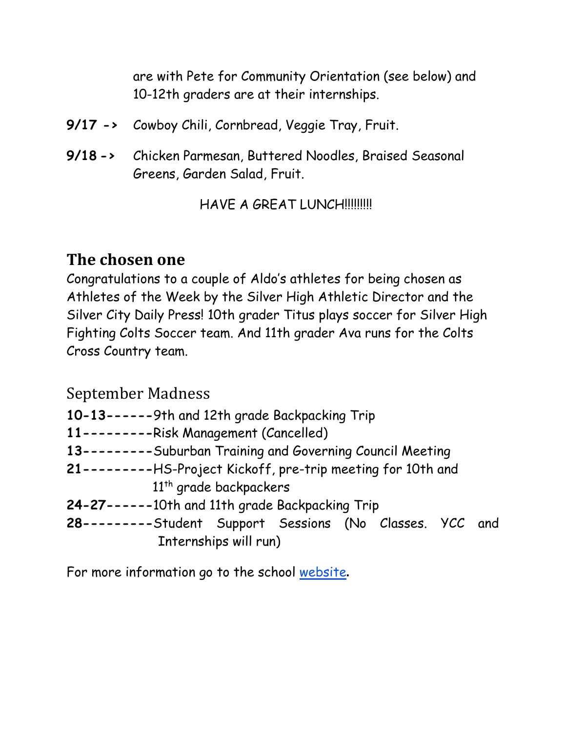are with Pete for Community Orientation (see below) and 10-12th graders are at their internships.

**9/17 ->** Cowboy Chili, Cornbread, Veggie Tray, Fruit.

**9/18 ->** Chicken Parmesan, Buttered Noodles, Braised Seasonal Greens, Garden Salad, Fruit.

HAVE A GREAT LUNCH!!!!!!!!!

## The chosen one

Congratulations to a couple of Aldo's athletes for being chosen as Athletes of the Week by the Silver High Athletic Director and the Silver City Daily Press! 10th grader Titus plays soccer for Silver High Fighting Colts Soccer team. And 11th grader Ava runs for the Colts Cross Country team.

## September Madness

**10-13**------9th and 12th grade Backpacking Trip
**11**---------Risk Management (Cancelled)
**13**---------Suburban Training and Governing Council Meeting
**21**---------HS-Project Kickoff, pre-trip meeting for 10th and 11th grade backpackers
**24-27**------10th and 11th grade Backpacking Trip
**28**---------Student Support Sessions (No Classes. YCC and Internships will run)

For more information go to the school website.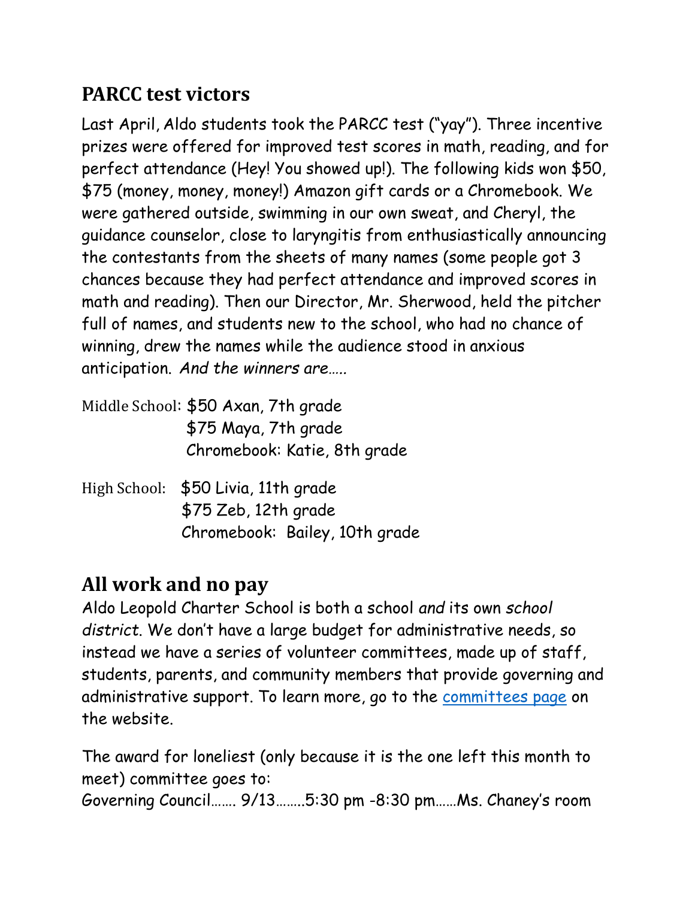## PARCC test victors

Last April, Aldo students took the PARCC test ("yay"). Three incentive prizes were offered for improved test scores in math, reading, and for perfect attendance (Hey! You showed up!). The following kids won $50, $75 (money, money, money!) Amazon gift cards or a Chromebook. We were gathered outside, swimming in our own sweat, and Cheryl, the guidance counselor, close to laryngitis from enthusiastically announcing the contestants from the sheets of many names (some people got 3 chances because they had perfect attendance and improved scores in math and reading). Then our Director, Mr. Sherwood, held the pitcher full of names, and students new to the school, who had no chance of winning, drew the names while the audience stood in anxious anticipation. *And the winners are…..*

Middle School: $50 Axan, 7th grade
$75 Maya, 7th grade
Chromebook: Katie, 8th grade

High School: $50 Livia, 11th grade
$75 Zeb, 12th grade
Chromebook: Bailey, 10th grade

## All work and no pay

Aldo Leopold Charter School is both a school *and* its own *school district*. We don't have a large budget for administrative needs, so instead we have a series of volunteer committees, made up of staff, students, parents, and community members that provide governing and administrative support. To learn more, go to the committees page on the website.

The award for loneliest (only because it is the one left this month to meet) committee goes to:
Governing Council……. 9/13……..5:30 pm -8:30 pm……Ms. Chaney's room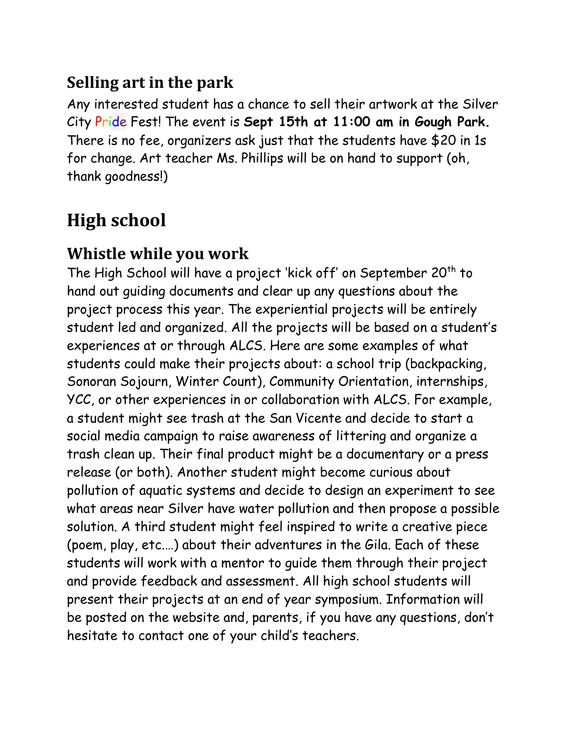### Selling art in the park

Any interested student has a chance to sell their artwork at the Silver City Pride Fest! The event is **Sept 15th at 11:00 am in Gough Park.** There is no fee, organizers ask just that the students have $20 in 1s for change. Art teacher Ms. Phillips will be on hand to support (oh, thank goodness!)

## High school

### Whistle while you work

The High School will have a project 'kick off' on September 20th to hand out guiding documents and clear up any questions about the project process this year. The experiential projects will be entirely student led and organized. All the projects will be based on a student's experiences at or through ALCS. Here are some examples of what students could make their projects about: a school trip (backpacking, Sonoran Sojourn, Winter Count), Community Orientation, internships, YCC, or other experiences in or collaboration with ALCS. For example, a student might see trash at the San Vicente and decide to start a social media campaign to raise awareness of littering and organize a trash clean up. Their final product might be a documentary or a press release (or both). Another student might become curious about pollution of aquatic systems and decide to design an experiment to see what areas near Silver have water pollution and then propose a possible solution. A third student might feel inspired to write a creative piece (poem, play, etc.…) about their adventures in the Gila. Each of these students will work with a mentor to guide them through their project and provide feedback and assessment. All high school students will present their projects at an end of year symposium. Information will be posted on the website and, parents, if you have any questions, don't hesitate to contact one of your child's teachers.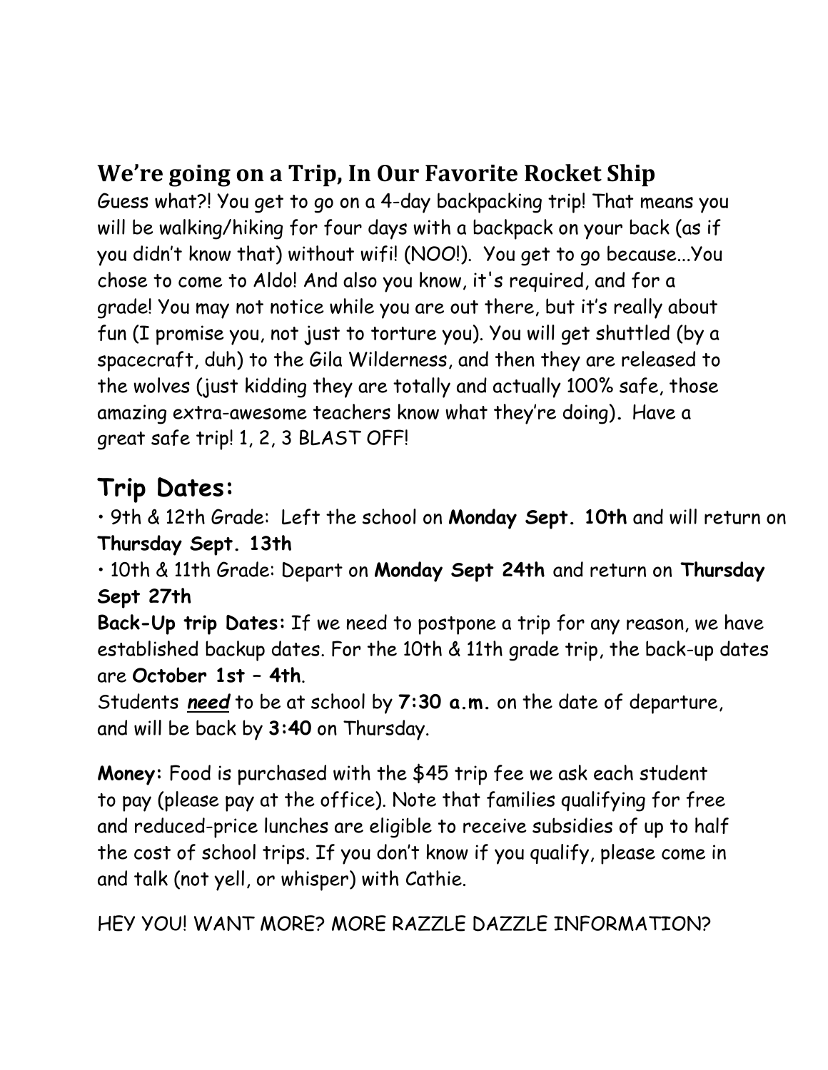## We're going on a Trip, In Our Favorite Rocket Ship

Guess what?! You get to go on a 4-day backpacking trip! That means you will be walking/hiking for four days with a backpack on your back (as if you didn't know that) without wifi! (NOO!). You get to go because...You chose to come to Aldo! And also you know, it's required, and for a grade! You may not notice while you are out there, but it's really about fun (I promise you, not just to torture you). You will get shuttled (by a spacecraft, duh) to the Gila Wilderness, and then they are released to the wolves (just kidding they are totally and actually 100% safe, those amazing extra-awesome teachers know what they're doing). Have a great safe trip! 1, 2, 3 BLAST OFF!

## Trip Dates:

• 9th & 12th Grade: Left the school on **Monday Sept. 10th** and will return on **Thursday Sept. 13th**

• 10th & 11th Grade: Depart on **Monday Sept 24th** and return on **Thursday Sept 27th**

**Back-Up trip Dates:** If we need to postpone a trip for any reason, we have established backup dates. For the 10th & 11th grade trip, the back-up dates are **October 1st – 4th**.

Students ***need*** to be at school by **7:30 a.m.** on the date of departure, and will be back by **3:40** on Thursday.

**Money:** Food is purchased with the $45 trip fee we ask each student to pay (please pay at the office). Note that families qualifying for free and reduced-price lunches are eligible to receive subsidies of up to half the cost of school trips. If you don't know if you qualify, please come in and talk (not yell, or whisper) with Cathie.

HEY YOU! WANT MORE? MORE RAZZLE DAZZLE INFORMATION?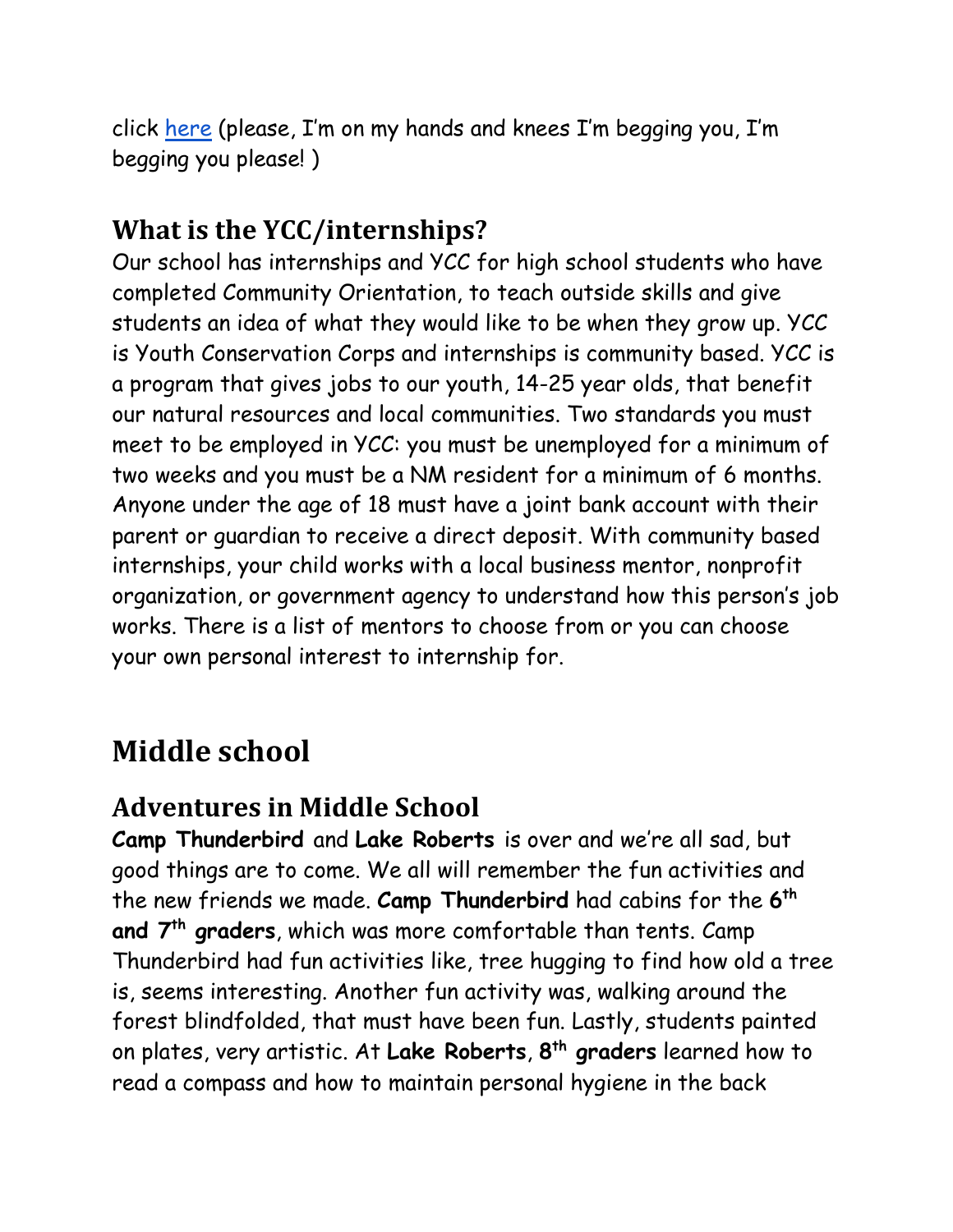click here (please, I'm on my hands and knees I'm begging you, I'm begging you please! )

## What is the YCC/internships?

Our school has internships and YCC for high school students who have completed Community Orientation, to teach outside skills and give students an idea of what they would like to be when they grow up. YCC is Youth Conservation Corps and internships is community based. YCC is a program that gives jobs to our youth, 14-25 year olds, that benefit our natural resources and local communities. Two standards you must meet to be employed in YCC: you must be unemployed for a minimum of two weeks and you must be a NM resident for a minimum of 6 months. Anyone under the age of 18 must have a joint bank account with their parent or guardian to receive a direct deposit. With community based internships, your child works with a local business mentor, nonprofit organization, or government agency to understand how this person's job works. There is a list of mentors to choose from or you can choose your own personal interest to internship for.

# Middle school

## Adventures in Middle School

**Camp Thunderbird** and **Lake Roberts** is over and we're all sad, but good things are to come. We all will remember the fun activities and the new friends we made. **Camp Thunderbird** had cabins for the **6th and 7th graders**, which was more comfortable than tents. Camp Thunderbird had fun activities like, tree hugging to find how old a tree is, seems interesting. Another fun activity was, walking around the forest blindfolded, that must have been fun. Lastly, students painted on plates, very artistic. At **Lake Roberts**, **8th graders** learned how to read a compass and how to maintain personal hygiene in the back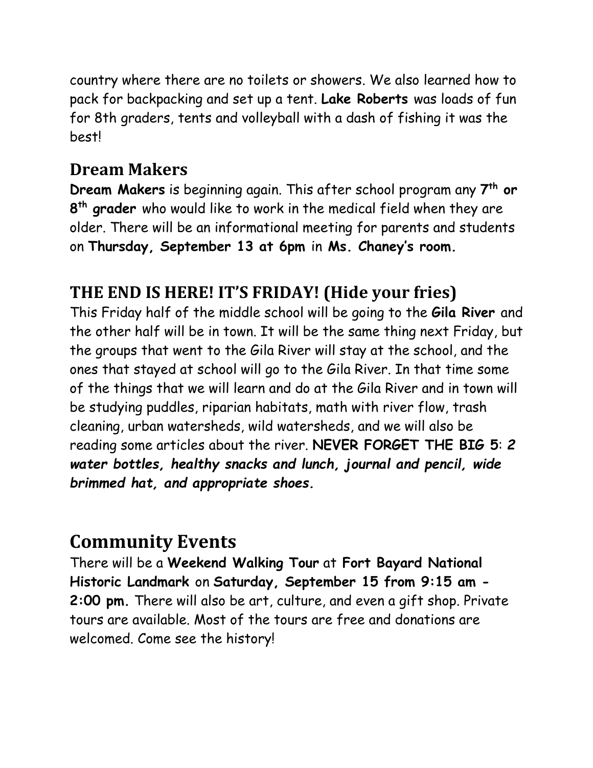country where there are no toilets or showers. We also learned how to pack for backpacking and set up a tent. **Lake Roberts** was loads of fun for 8th graders, tents and volleyball with a dash of fishing it was the best!

## Dream Makers

**Dream Makers** is beginning again. This after school program any **7th or 8th grader** who would like to work in the medical field when they are older. There will be an informational meeting for parents and students on **Thursday, September 13 at 6pm** in **Ms. Chaney's room.**

## THE END IS HERE! IT'S FRIDAY! (Hide your fries)

This Friday half of the middle school will be going to the **Gila River** and the other half will be in town. It will be the same thing next Friday, but the groups that went to the Gila River will stay at the school, and the ones that stayed at school will go to the Gila River. In that time some of the things that we will learn and do at the Gila River and in town will be studying puddles, riparian habitats, math with river flow, trash cleaning, urban watersheds, wild watersheds, and we will also be reading some articles about the river. **NEVER FORGET THE BIG 5**: ***2 water bottles, healthy snacks and lunch, journal and pencil, wide brimmed hat, and appropriate shoes.***

# Community Events

There will be a **Weekend Walking Tour** at **Fort Bayard National Historic Landmark** on **Saturday, September 15 from 9:15 am - 2:00 pm.** There will also be art, culture, and even a gift shop. Private tours are available. Most of the tours are free and donations are welcomed. Come see the history!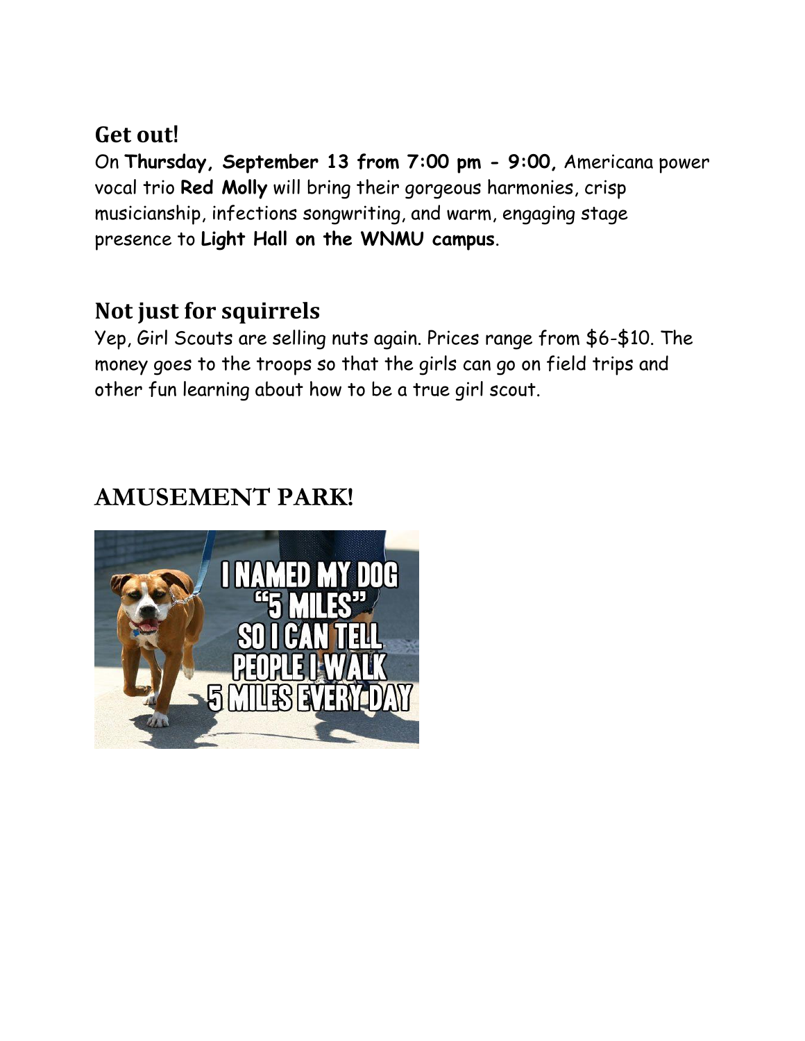## Get out!

On **Thursday, September 13 from 7:00 pm - 9:00,** Americana power vocal trio **Red Molly** will bring their gorgeous harmonies, crisp musicianship, infections songwriting, and warm, engaging stage presence to **Light Hall on the WNMU campus**.

## Not just for squirrels

Yep, Girl Scouts are selling nuts again. Prices range from $6-$10. The money goes to the troops so that the girls can go on field trips and other fun learning about how to be a true girl scout.

## AMUSEMENT PARK!

I NAMED MY DOG "5 MILES" SO I CAN TELL PEOPLE I WALK 5 MILES EVERY DAY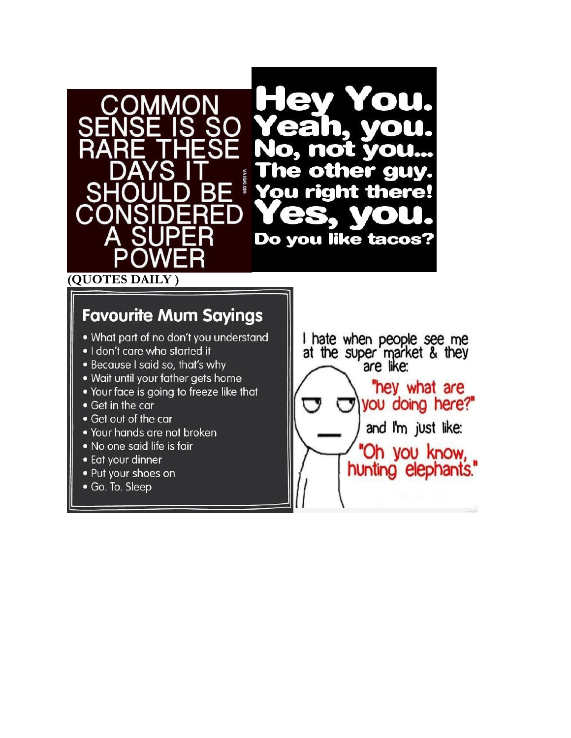COMMON SENSE IS SO RARE THESE DAYS IT SHOULD BE CONSIDERED A SUPER POWER

VIA 9GAG.COM

Hey You.
Yeah, you.
No, not you...
The other guy.
You right there!
Yes, you.
Do you like tacos?

**(QUOTES DAILY )**

## Favourite Mum Sayings

- What part of no don't you understand
- I don't care who started it
- Because I said so, that's why
- Wait until your father gets home
- Your face is going to freeze like that
- Get in the car
- Get out of the car
- Your hands are not broken
- No one said life is fair
- Eat your dinner
- Put your shoes on
- Go. To. Sleep

I hate when people see me at the super market & they are like:

"hey what are you doing here?"

and I'm just like:

"Oh you know, hunting elephants."